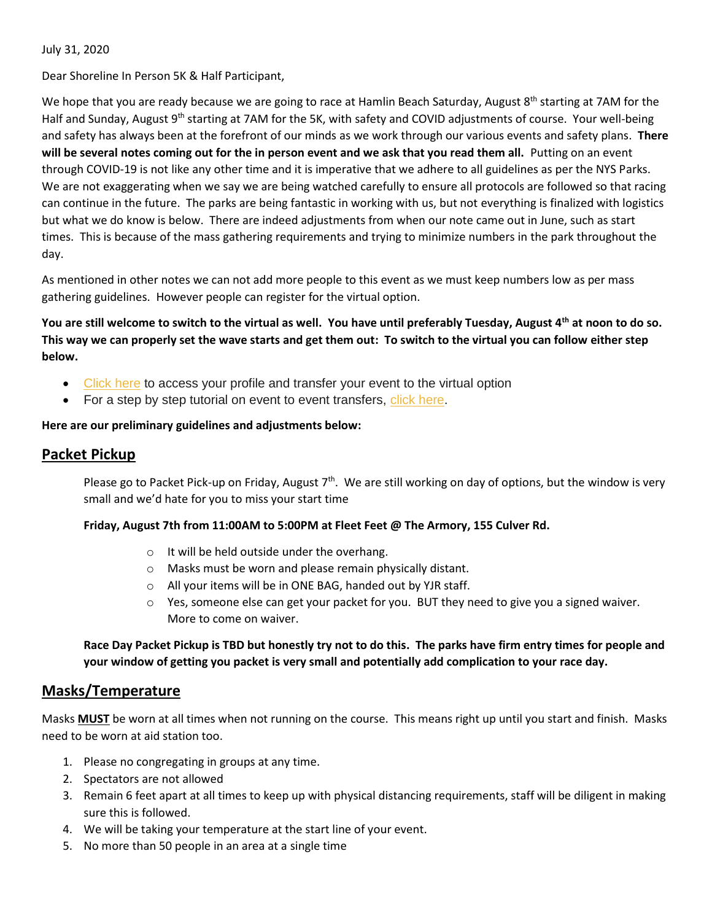July 31, 2020

Dear Shoreline In Person 5K & Half Participant,

We hope that you are ready because we are going to race at Hamlin Beach Saturday, August 8th starting at 7AM for the Half and Sunday, August 9th starting at 7AM for the 5K, with safety and COVID adjustments of course. Your well-being and safety has always been at the forefront of our minds as we work through our various events and safety plans. **There will be several notes coming out for the in person event and we ask that you read them all.** Putting on an event through COVID-19 is not like any other time and it is imperative that we adhere to all guidelines as per the NYS Parks. We are not exaggerating when we say we are being watched carefully to ensure all protocols are followed so that racing can continue in the future. The parks are being fantastic in working with us, but not everything is finalized with logistics but what we do know is below. There are indeed adjustments from when our note came out in June, such as start times. This is because of the mass gathering requirements and trying to minimize numbers in the park throughout the day.

As mentioned in other notes we can not add more people to this event as we must keep numbers low as per mass gathering guidelines. However people can register for the virtual option.

**You are still welcome to switch to the virtual as well. You have until preferably Tuesday, August 4th at noon to do so. This way we can properly set the wave starts and get them out: To switch to the virtual you can follow either step below.**

- Click here to access your profile and transfer your event to the virtual option
- For a step by step tutorial on event to event transfers, click here.

**Here are our preliminary guidelines and adjustments below:**

## Packet Pickup

Please go to Packet Pick-up on Friday, August 7th. We are still working on day of options, but the window is very small and we'd hate for you to miss your start time

**Friday, August 7th from 11:00AM to 5:00PM at Fleet Feet @ The Armory, 155 Culver Rd.**

- It will be held outside under the overhang.
- Masks must be worn and please remain physically distant.
- All your items will be in ONE BAG, handed out by YJR staff.
- Yes, someone else can get your packet for you. BUT they need to give you a signed waiver. More to come on waiver.

**Race Day Packet Pickup is TBD but honestly try not to do this. The parks have firm entry times for people and your window of getting you packet is very small and potentially add complication to your race day.**

## Masks/Temperature

Masks **MUST** be worn at all times when not running on the course. This means right up until you start and finish. Masks need to be worn at aid station too.

1. Please no congregating in groups at any time.
2. Spectators are not allowed
3. Remain 6 feet apart at all times to keep up with physical distancing requirements, staff will be diligent in making sure this is followed.
4. We will be taking your temperature at the start line of your event.
5. No more than 50 people in an area at a single time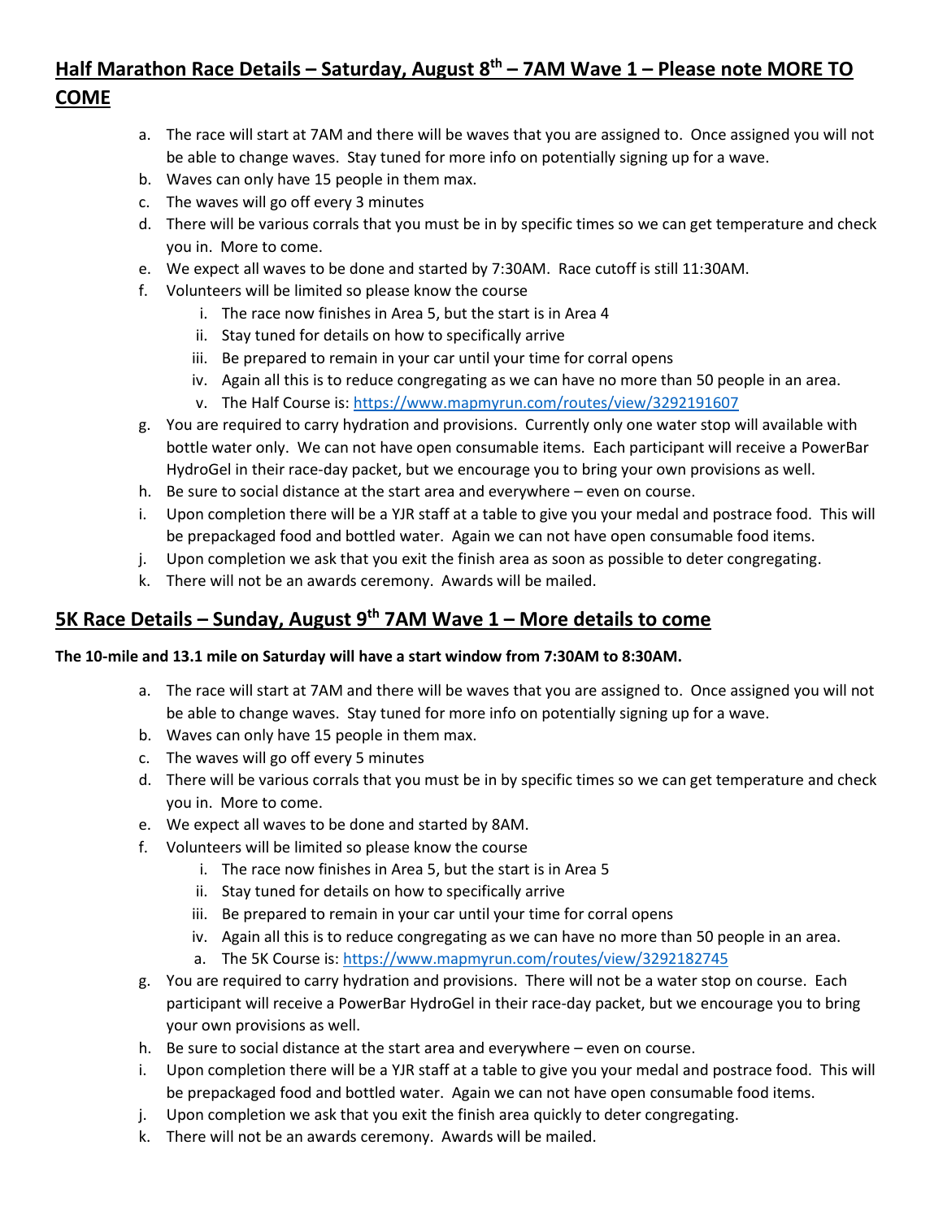## Half Marathon Race Details – Saturday, August 8th – 7AM Wave 1 – Please note MORE TO COME

a. The race will start at 7AM and there will be waves that you are assigned to. Once assigned you will not be able to change waves. Stay tuned for more info on potentially signing up for a wave.
b. Waves can only have 15 people in them max.
c. The waves will go off every 3 minutes
d. There will be various corrals that you must be in by specific times so we can get temperature and check you in. More to come.
e. We expect all waves to be done and started by 7:30AM. Race cutoff is still 11:30AM.
f. Volunteers will be limited so please know the course
    i. The race now finishes in Area 5, but the start is in Area 4
    ii. Stay tuned for details on how to specifically arrive
    iii. Be prepared to remain in your car until your time for corral opens
    iv. Again all this is to reduce congregating as we can have no more than 50 people in an area.
    v. The Half Course is: https://www.mapmyrun.com/routes/view/3292191607
g. You are required to carry hydration and provisions. Currently only one water stop will available with bottle water only. We can not have open consumable items. Each participant will receive a PowerBar HydroGel in their race-day packet, but we encourage you to bring your own provisions as well.
h. Be sure to social distance at the start area and everywhere – even on course.
i. Upon completion there will be a YJR staff at a table to give you your medal and postrace food. This will be prepackaged food and bottled water. Again we can not have open consumable food items.
j. Upon completion we ask that you exit the finish area as soon as possible to deter congregating.
k. There will not be an awards ceremony. Awards will be mailed.

## 5K Race Details – Sunday, August 9th 7AM Wave 1 – More details to come

**The 10-mile and 13.1 mile on Saturday will have a start window from 7:30AM to 8:30AM.**

a. The race will start at 7AM and there will be waves that you are assigned to. Once assigned you will not be able to change waves. Stay tuned for more info on potentially signing up for a wave.
b. Waves can only have 15 people in them max.
c. The waves will go off every 5 minutes
d. There will be various corrals that you must be in by specific times so we can get temperature and check you in. More to come.
e. We expect all waves to be done and started by 8AM.
f. Volunteers will be limited so please know the course
    i. The race now finishes in Area 5, but the start is in Area 5
    ii. Stay tuned for details on how to specifically arrive
    iii. Be prepared to remain in your car until your time for corral opens
    iv. Again all this is to reduce congregating as we can have no more than 50 people in an area.
    a. The 5K Course is: https://www.mapmyrun.com/routes/view/3292182745
g. You are required to carry hydration and provisions. There will not be a water stop on course. Each participant will receive a PowerBar HydroGel in their race-day packet, but we encourage you to bring your own provisions as well.
h. Be sure to social distance at the start area and everywhere – even on course.
i. Upon completion there will be a YJR staff at a table to give you your medal and postrace food. This will be prepackaged food and bottled water. Again we can not have open consumable food items.
j. Upon completion we ask that you exit the finish area quickly to deter congregating.
k. There will not be an awards ceremony. Awards will be mailed.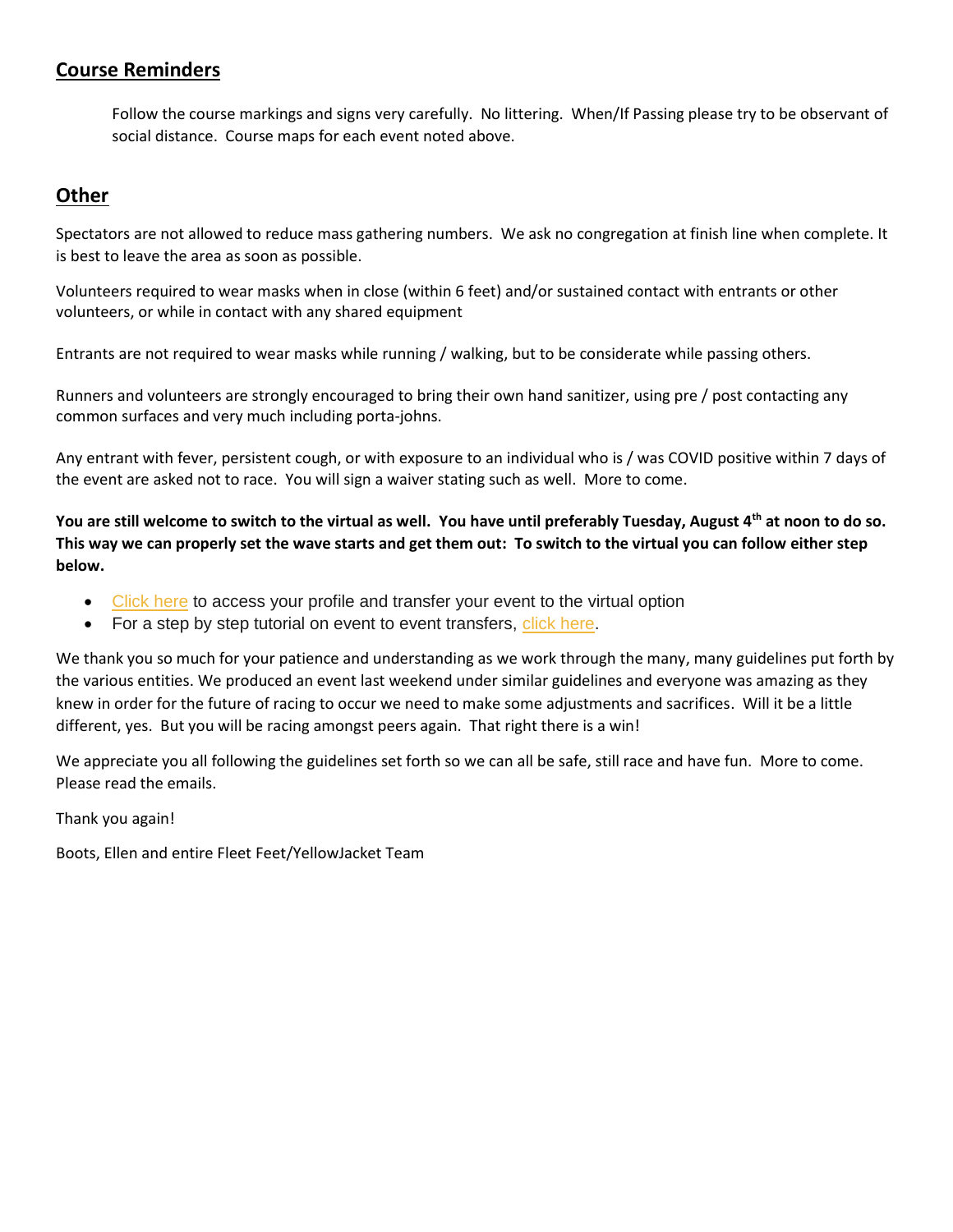## Course Reminders

Follow the course markings and signs very carefully. No littering. When/If Passing please try to be observant of social distance. Course maps for each event noted above.

## Other

Spectators are not allowed to reduce mass gathering numbers. We ask no congregation at finish line when complete. It is best to leave the area as soon as possible.

Volunteers required to wear masks when in close (within 6 feet) and/or sustained contact with entrants or other volunteers, or while in contact with any shared equipment

Entrants are not required to wear masks while running / walking, but to be considerate while passing others.

Runners and volunteers are strongly encouraged to bring their own hand sanitizer, using pre / post contacting any common surfaces and very much including porta-johns.

Any entrant with fever, persistent cough, or with exposure to an individual who is / was COVID positive within 7 days of the event are asked not to race. You will sign a waiver stating such as well. More to come.

**You are still welcome to switch to the virtual as well. You have until preferably Tuesday, August 4th at noon to do so. This way we can properly set the wave starts and get them out: To switch to the virtual you can follow either step below.**

- Click here to access your profile and transfer your event to the virtual option
- For a step by step tutorial on event to event transfers, click here.

We thank you so much for your patience and understanding as we work through the many, many guidelines put forth by the various entities. We produced an event last weekend under similar guidelines and everyone was amazing as they knew in order for the future of racing to occur we need to make some adjustments and sacrifices. Will it be a little different, yes. But you will be racing amongst peers again. That right there is a win!

We appreciate you all following the guidelines set forth so we can all be safe, still race and have fun. More to come. Please read the emails.

Thank you again!

Boots, Ellen and entire Fleet Feet/YellowJacket Team